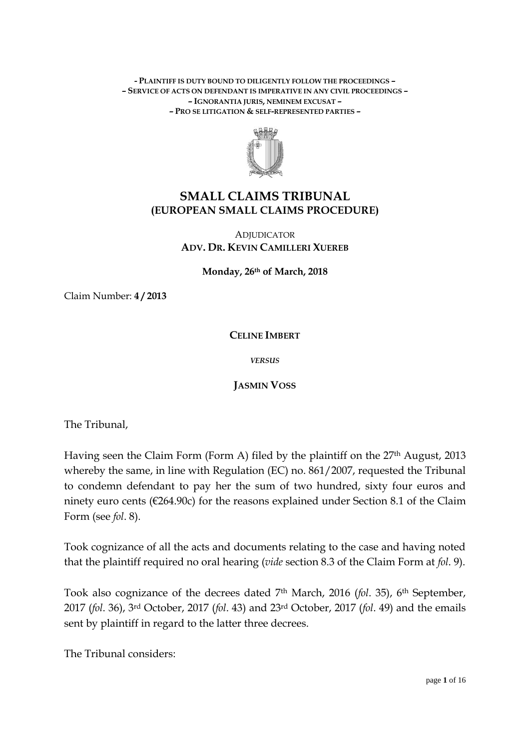**- PLAINTIFF IS DUTY BOUND TO DILIGENTLY FOLLOW THE PROCEEDINGS –**
**– SERVICE OF ACTS ON DEFENDANT IS IMPERATIVE IN ANY CIVIL PROCEEDINGS –**
**– IGNORANTIA JURIS, NEMINEM EXCUSAT –**
**– PRO SE LITIGATION & SELF-REPRESENTED PARTIES –**

# SMALL CLAIMS TRIBUNAL
## (EUROPEAN SMALL CLAIMS PROCEDURE)

ADJUDICATOR
**ADV. DR. KEVIN CAMILLERI XUEREB**

**Monday, 26th of March, 2018**

Claim Number: **4 / 2013**

**CELINE IMBERT**

*VERSUS*

**JASMIN VOSS**

The Tribunal,

Having seen the Claim Form (Form A) filed by the plaintiff on the 27th August, 2013 whereby the same, in line with Regulation (EC) no. 861/2007, requested the Tribunal to condemn defendant to pay her the sum of two hundred, sixty four euros and ninety euro cents (€264.90c) for the reasons explained under Section 8.1 of the Claim Form (see *fol*. 8).

Took cognizance of all the acts and documents relating to the case and having noted that the plaintiff required no oral hearing (*vide* section 8.3 of the Claim Form at *fol*. 9).

Took also cognizance of the decrees dated 7th March, 2016 (*fol*. 35), 6th September, 2017 (*fol*. 36), 3rd October, 2017 (*fol*. 43) and 23rd October, 2017 (*fol*. 49) and the emails sent by plaintiff in regard to the latter three decrees.

The Tribunal considers: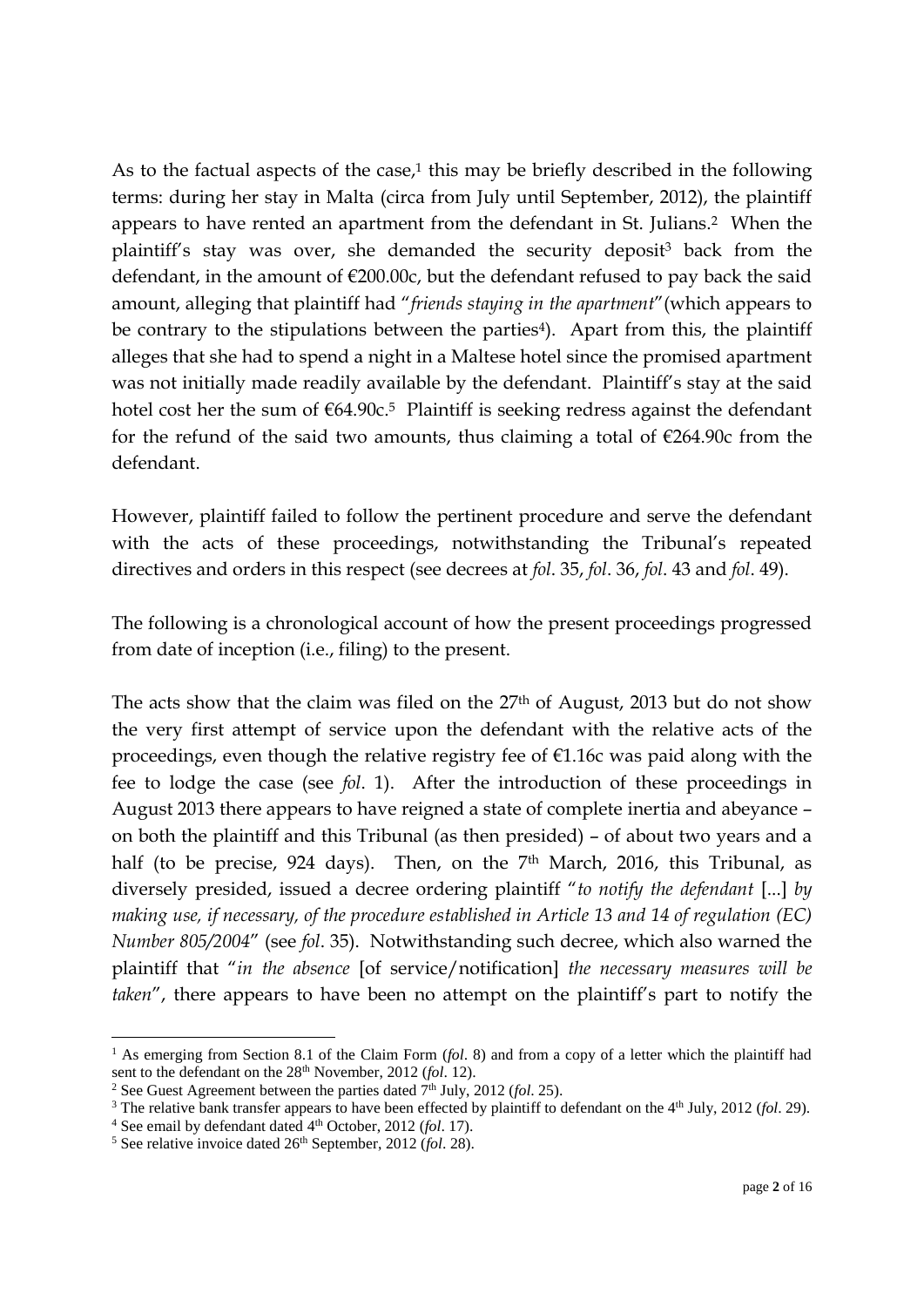As to the factual aspects of the case,[1] this may be briefly described in the following terms: during her stay in Malta (circa from July until September, 2012), the plaintiff appears to have rented an apartment from the defendant in St. Julians.[2] When the plaintiff's stay was over, she demanded the security deposit[3] back from the defendant, in the amount of €200.00c, but the defendant refused to pay back the said amount, alleging that plaintiff had "*friends staying in the apartment*" (which appears to be contrary to the stipulations between the parties[4]). Apart from this, the plaintiff alleges that she had to spend a night in a Maltese hotel since the promised apartment was not initially made readily available by the defendant. Plaintiff's stay at the said hotel cost her the sum of €64.90c.[5] Plaintiff is seeking redress against the defendant for the refund of the said two amounts, thus claiming a total of €264.90c from the defendant.

However, plaintiff failed to follow the pertinent procedure and serve the defendant with the acts of these proceedings, notwithstanding the Tribunal's repeated directives and orders in this respect (see decrees at *fol*. 35, *fol*. 36, *fol*. 43 and *fol*. 49).

The following is a chronological account of how the present proceedings progressed from date of inception (i.e., filing) to the present.

The acts show that the claim was filed on the 27th of August, 2013 but do not show the very first attempt of service upon the defendant with the relative acts of the proceedings, even though the relative registry fee of €1.16c was paid along with the fee to lodge the case (see *fol*. 1). After the introduction of these proceedings in August 2013 there appears to have reigned a state of complete inertia and abeyance – on both the plaintiff and this Tribunal (as then presided) – of about two years and a half (to be precise, 924 days). Then, on the 7th March, 2016, this Tribunal, as diversely presided, issued a decree ordering plaintiff "*to notify the defendant* [...] *by making use, if necessary, of the procedure established in Article 13 and 14 of regulation (EC) Number 805/2004*" (see *fol*. 35). Notwithstanding such decree, which also warned the plaintiff that "*in the absence* [of service/notification] *the necessary measures will be taken*", there appears to have been no attempt on the plaintiff's part to notify the

---

[1] As emerging from Section 8.1 of the Claim Form (*fol*. 8) and from a copy of a letter which the plaintiff had sent to the defendant on the 28th November, 2012 (*fol*. 12).

[2] See Guest Agreement between the parties dated 7th July, 2012 (*fol*. 25).

[3] The relative bank transfer appears to have been effected by plaintiff to defendant on the 4th July, 2012 (*fol*. 29).

[4] See email by defendant dated 4th October, 2012 (*fol*. 17).

[5] See relative invoice dated 26th September, 2012 (*fol*. 28).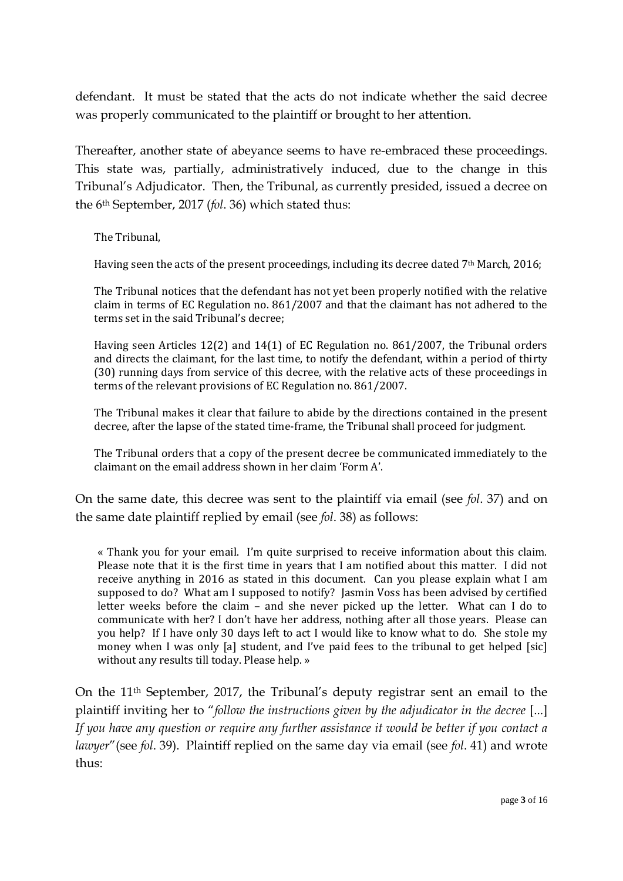defendant. It must be stated that the acts do not indicate whether the said decree was properly communicated to the plaintiff or brought to her attention.

Thereafter, another state of abeyance seems to have re-embraced these proceedings. This state was, partially, administratively induced, due to the change in this Tribunal's Adjudicator. Then, the Tribunal, as currently presided, issued a decree on the 6th September, 2017 (*fol*. 36) which stated thus:

> The Tribunal,
>
> Having seen the acts of the present proceedings, including its decree dated 7th March, 2016;
>
> The Tribunal notices that the defendant has not yet been properly notified with the relative claim in terms of EC Regulation no. 861/2007 and that the claimant has not adhered to the terms set in the said Tribunal's decree;
>
> Having seen Articles 12(2) and 14(1) of EC Regulation no. 861/2007, the Tribunal orders and directs the claimant, for the last time, to notify the defendant, within a period of thirty (30) running days from service of this decree, with the relative acts of these proceedings in terms of the relevant provisions of EC Regulation no. 861/2007.
>
> The Tribunal makes it clear that failure to abide by the directions contained in the present decree, after the lapse of the stated time-frame, the Tribunal shall proceed for judgment.
>
> The Tribunal orders that a copy of the present decree be communicated immediately to the claimant on the email address shown in her claim 'Form A'.

On the same date, this decree was sent to the plaintiff via email (see *fol*. 37) and on the same date plaintiff replied by email (see *fol*. 38) as follows:

> « Thank you for your email. I'm quite surprised to receive information about this claim. Please note that it is the first time in years that I am notified about this matter. I did not receive anything in 2016 as stated in this document. Can you please explain what I am supposed to do? What am I supposed to notify? Jasmin Voss has been advised by certified letter weeks before the claim – and she never picked up the letter. What can I do to communicate with her? I don't have her address, nothing after all those years. Please can you help? If I have only 30 days left to act I would like to know what to do. She stole my money when I was only [a] student, and I've paid fees to the tribunal to get helped [sic] without any results till today. Please help. »

On the 11th September, 2017, the Tribunal's deputy registrar sent an email to the plaintiff inviting her to "*follow the instructions given by the adjudicator in the decree* [...] *If you have any question or require any further assistance it would be better if you contact a lawyer*" (see *fol*. 39). Plaintiff replied on the same day via email (see *fol*. 41) and wrote thus: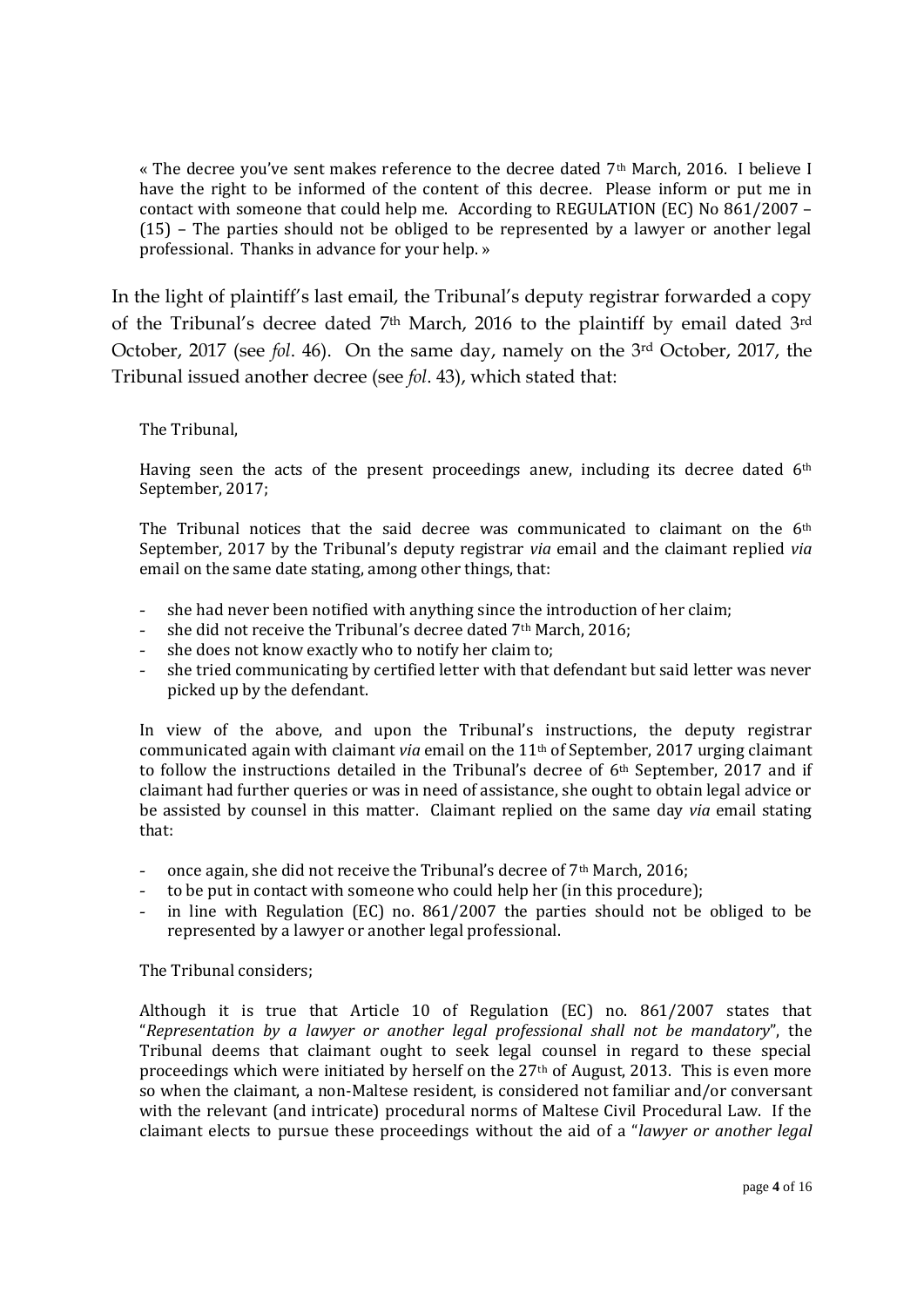> « The decree you've sent makes reference to the decree dated 7th March, 2016. I believe I have the right to be informed of the content of this decree. Please inform or put me in contact with someone that could help me. According to REGULATION (EC) No 861/2007 – (15) – The parties should not be obliged to be represented by a lawyer or another legal professional. Thanks in advance for your help. »

In the light of plaintiff's last email, the Tribunal's deputy registrar forwarded a copy of the Tribunal's decree dated 7th March, 2016 to the plaintiff by email dated 3rd October, 2017 (see *fol*. 46). On the same day, namely on the 3rd October, 2017, the Tribunal issued another decree (see *fol*. 43), which stated that:

> The Tribunal,
>
> Having seen the acts of the present proceedings anew, including its decree dated 6th September, 2017;
>
> The Tribunal notices that the said decree was communicated to claimant on the 6th September, 2017 by the Tribunal's deputy registrar *via* email and the claimant replied *via* email on the same date stating, among other things, that:
>
> - she had never been notified with anything since the introduction of her claim;
> - she did not receive the Tribunal's decree dated 7th March, 2016;
> - she does not know exactly who to notify her claim to;
> - she tried communicating by certified letter with that defendant but said letter was never picked up by the defendant.
>
> In view of the above, and upon the Tribunal's instructions, the deputy registrar communicated again with claimant *via* email on the 11th of September, 2017 urging claimant to follow the instructions detailed in the Tribunal's decree of 6th September, 2017 and if claimant had further queries or was in need of assistance, she ought to obtain legal advice or be assisted by counsel in this matter. Claimant replied on the same day *via* email stating that:
>
> - once again, she did not receive the Tribunal's decree of 7th March, 2016;
> - to be put in contact with someone who could help her (in this procedure);
> - in line with Regulation (EC) no. 861/2007 the parties should not be obliged to be represented by a lawyer or another legal professional.
>
> The Tribunal considers;
>
> Although it is true that Article 10 of Regulation (EC) no. 861/2007 states that "*Representation by a lawyer or another legal professional shall not be mandatory*", the Tribunal deems that claimant ought to seek legal counsel in regard to these special proceedings which were initiated by herself on the 27th of August, 2013. This is even more so when the claimant, a non-Maltese resident, is considered not familiar and/or conversant with the relevant (and intricate) procedural norms of Maltese Civil Procedural Law. If the claimant elects to pursue these proceedings without the aid of a "*lawyer or another legal*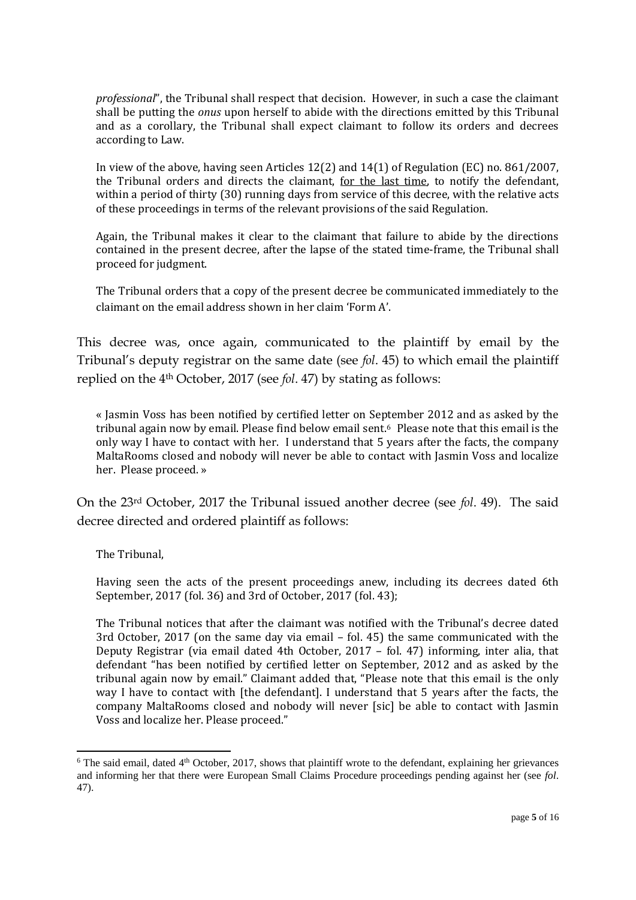*professional*", the Tribunal shall respect that decision. However, in such a case the claimant shall be putting the *onus* upon herself to abide with the directions emitted by this Tribunal and as a corollary, the Tribunal shall expect claimant to follow its orders and decrees according to Law.

> In view of the above, having seen Articles 12(2) and 14(1) of Regulation (EC) no. 861/2007, the Tribunal orders and directs the claimant, <u>for the last time</u>, to notify the defendant, within a period of thirty (30) running days from service of this decree, with the relative acts of these proceedings in terms of the relevant provisions of the said Regulation.
>
> Again, the Tribunal makes it clear to the claimant that failure to abide by the directions contained in the present decree, after the lapse of the stated time-frame, the Tribunal shall proceed for judgment.
>
> The Tribunal orders that a copy of the present decree be communicated immediately to the claimant on the email address shown in her claim 'Form A'.

This decree was, once again, communicated to the plaintiff by email by the Tribunal's deputy registrar on the same date (see *fol*. 45) to which email the plaintiff replied on the 4th October, 2017 (see *fol*. 47) by stating as follows:

> « Jasmin Voss has been notified by certified letter on September 2012 and as asked by the tribunal again now by email. Please find below email sent.[6] Please note that this email is the only way I have to contact with her. I understand that 5 years after the facts, the company MaltaRooms closed and nobody will never be able to contact with Jasmin Voss and localize her. Please proceed. »

On the 23rd October, 2017 the Tribunal issued another decree (see *fol*. 49). The said decree directed and ordered plaintiff as follows:

> The Tribunal,
>
> Having seen the acts of the present proceedings anew, including its decrees dated 6th September, 2017 (fol. 36) and 3rd of October, 2017 (fol. 43);
>
> The Tribunal notices that after the claimant was notified with the Tribunal's decree dated 3rd October, 2017 (on the same day via email – fol. 45) the same communicated with the Deputy Registrar (via email dated 4th October, 2017 – fol. 47) informing, inter alia, that defendant "has been notified by certified letter on September, 2012 and as asked by the tribunal again now by email." Claimant added that, "Please note that this email is the only way I have to contact with [the defendant]. I understand that 5 years after the facts, the company MaltaRooms closed and nobody will never [sic] be able to contact with Jasmin Voss and localize her. Please proceed."

[6] The said email, dated 4th October, 2017, shows that plaintiff wrote to the defendant, explaining her grievances and informing her that there were European Small Claims Procedure proceedings pending against her (see *fol*. 47).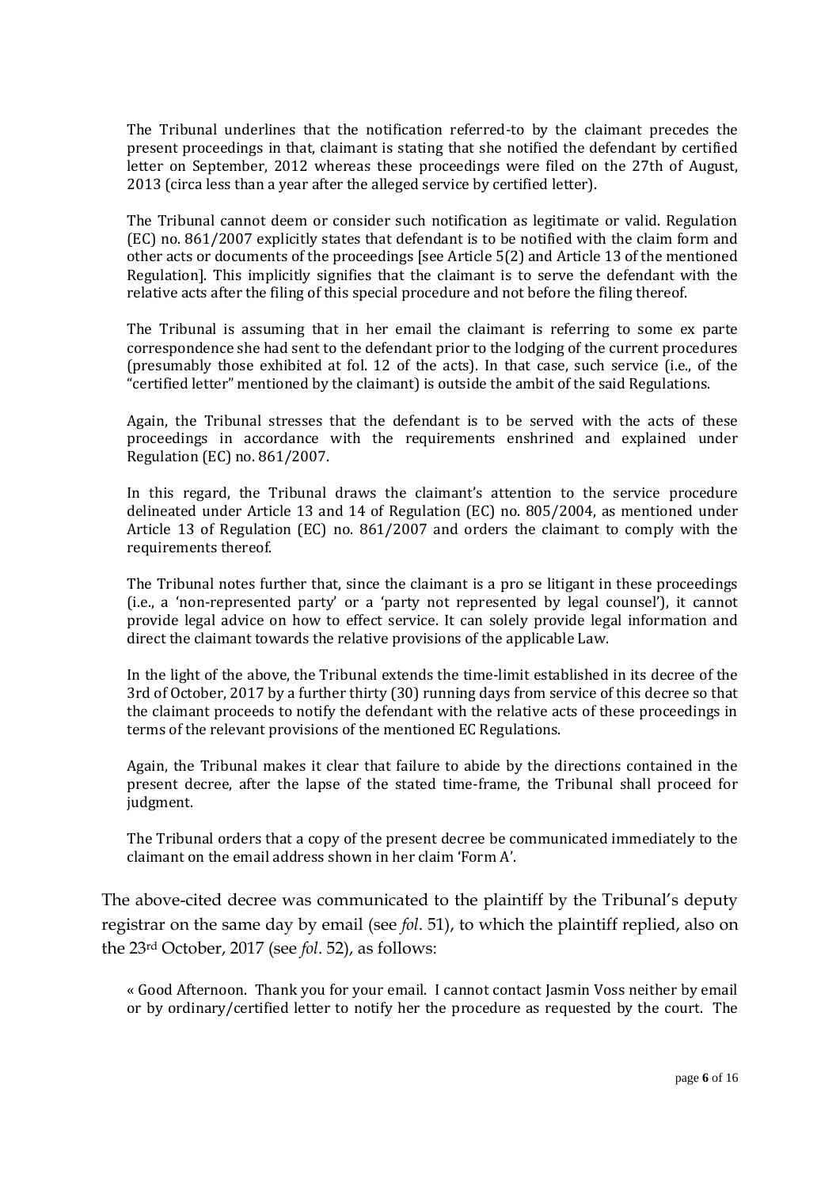> The Tribunal underlines that the notification referred-to by the claimant precedes the present proceedings in that, claimant is stating that she notified the defendant by certified letter on September, 2012 whereas these proceedings were filed on the 27th of August, 2013 (circa less than a year after the alleged service by certified letter).
>
> The Tribunal cannot deem or consider such notification as legitimate or valid. Regulation (EC) no. 861/2007 explicitly states that defendant is to be notified with the claim form and other acts or documents of the proceedings [see Article 5(2) and Article 13 of the mentioned Regulation]. This implicitly signifies that the claimant is to serve the defendant with the relative acts after the filing of this special procedure and not before the filing thereof.
>
> The Tribunal is assuming that in her email the claimant is referring to some ex parte correspondence she had sent to the defendant prior to the lodging of the current procedures (presumably those exhibited at fol. 12 of the acts). In that case, such service (i.e., of the "certified letter" mentioned by the claimant) is outside the ambit of the said Regulations.
>
> Again, the Tribunal stresses that the defendant is to be served with the acts of these proceedings in accordance with the requirements enshrined and explained under Regulation (EC) no. 861/2007.
>
> In this regard, the Tribunal draws the claimant's attention to the service procedure delineated under Article 13 and 14 of Regulation (EC) no. 805/2004, as mentioned under Article 13 of Regulation (EC) no. 861/2007 and orders the claimant to comply with the requirements thereof.
>
> The Tribunal notes further that, since the claimant is a pro se litigant in these proceedings (i.e., a 'non-represented party' or a 'party not represented by legal counsel'), it cannot provide legal advice on how to effect service. It can solely provide legal information and direct the claimant towards the relative provisions of the applicable Law.
>
> In the light of the above, the Tribunal extends the time-limit established in its decree of the 3rd of October, 2017 by a further thirty (30) running days from service of this decree so that the claimant proceeds to notify the defendant with the relative acts of these proceedings in terms of the relevant provisions of the mentioned EC Regulations.
>
> Again, the Tribunal makes it clear that failure to abide by the directions contained in the present decree, after the lapse of the stated time-frame, the Tribunal shall proceed for judgment.
>
> The Tribunal orders that a copy of the present decree be communicated immediately to the claimant on the email address shown in her claim 'Form A'.

The above-cited decree was communicated to the plaintiff by the Tribunal's deputy registrar on the same day by email (see *fol*. 51), to which the plaintiff replied, also on the 23rd October, 2017 (see *fol*. 52), as follows:

> « Good Afternoon. Thank you for your email. I cannot contact Jasmin Voss neither by email or by ordinary/certified letter to notify her the procedure as requested by the court. The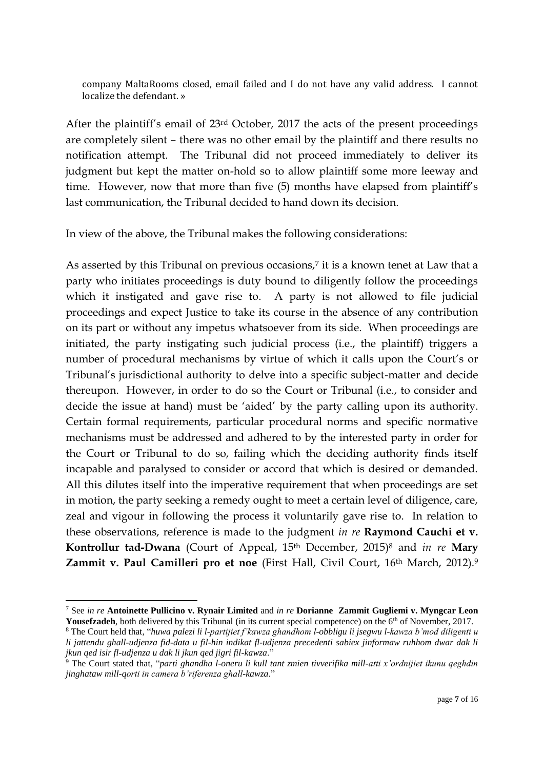company MaltaRooms closed, email failed and I do not have any valid address. I cannot localize the defendant. »

After the plaintiff's email of 23rd October, 2017 the acts of the present proceedings are completely silent – there was no other email by the plaintiff and there results no notification attempt. The Tribunal did not proceed immediately to deliver its judgment but kept the matter on-hold so to allow plaintiff some more leeway and time. However, now that more than five (5) months have elapsed from plaintiff's last communication, the Tribunal decided to hand down its decision.

In view of the above, the Tribunal makes the following considerations:

As asserted by this Tribunal on previous occasions,[7] it is a known tenet at Law that a party who initiates proceedings is duty bound to diligently follow the proceedings which it instigated and gave rise to. A party is not allowed to file judicial proceedings and expect Justice to take its course in the absence of any contribution on its part or without any impetus whatsoever from its side. When proceedings are initiated, the party instigating such judicial process (i.e., the plaintiff) triggers a number of procedural mechanisms by virtue of which it calls upon the Court's or Tribunal's jurisdictional authority to delve into a specific subject-matter and decide thereupon. However, in order to do so the Court or Tribunal (i.e., to consider and decide the issue at hand) must be 'aided' by the party calling upon its authority. Certain formal requirements, particular procedural norms and specific normative mechanisms must be addressed and adhered to by the interested party in order for the Court or Tribunal to do so, failing which the deciding authority finds itself incapable and paralysed to consider or accord that which is desired or demanded. All this dilutes itself into the imperative requirement that when proceedings are set in motion, the party seeking a remedy ought to meet a certain level of diligence, care, zeal and vigour in following the process it voluntarily gave rise to. In relation to these observations, reference is made to the judgment *in re* **Raymond Cauchi et v. Kontrollur tad-Dwana** (Court of Appeal, 15th December, 2015)[8] and *in re* **Mary Zammit v. Paul Camilleri pro et noe** (First Hall, Civil Court, 16th March, 2012).[9]

---

[7] See *in re* **Antoinette Pullicino v. Rynair Limited** and *in re* **Dorianne Zammit Gugliemi v. Myngcar Leon Yousefzadeh**, both delivered by this Tribunal (in its current special competence) on the 6th of November, 2017.

[8] The Court held that, "*huwa palezi li l-partijiet f'kawza ghandhom l-obbligu li jsegwu l-kawza b'mod diligenti u li jattendu ghall-udjenza fid-data u fil-hin indikat fl-udjenza precedenti sabiex jinformaw ruhhom dwar dak li jkun qed isir fl-udjenza u dak li jkun qed jigri fil-kawza*."

[9] The Court stated that, "*parti ghandha l-oneru li kull tant zmien tivverifika mill-atti x'ordnijiet ikunu qeghdin jinghataw mill-qorti in camera b'riferenza ghall-kawza*."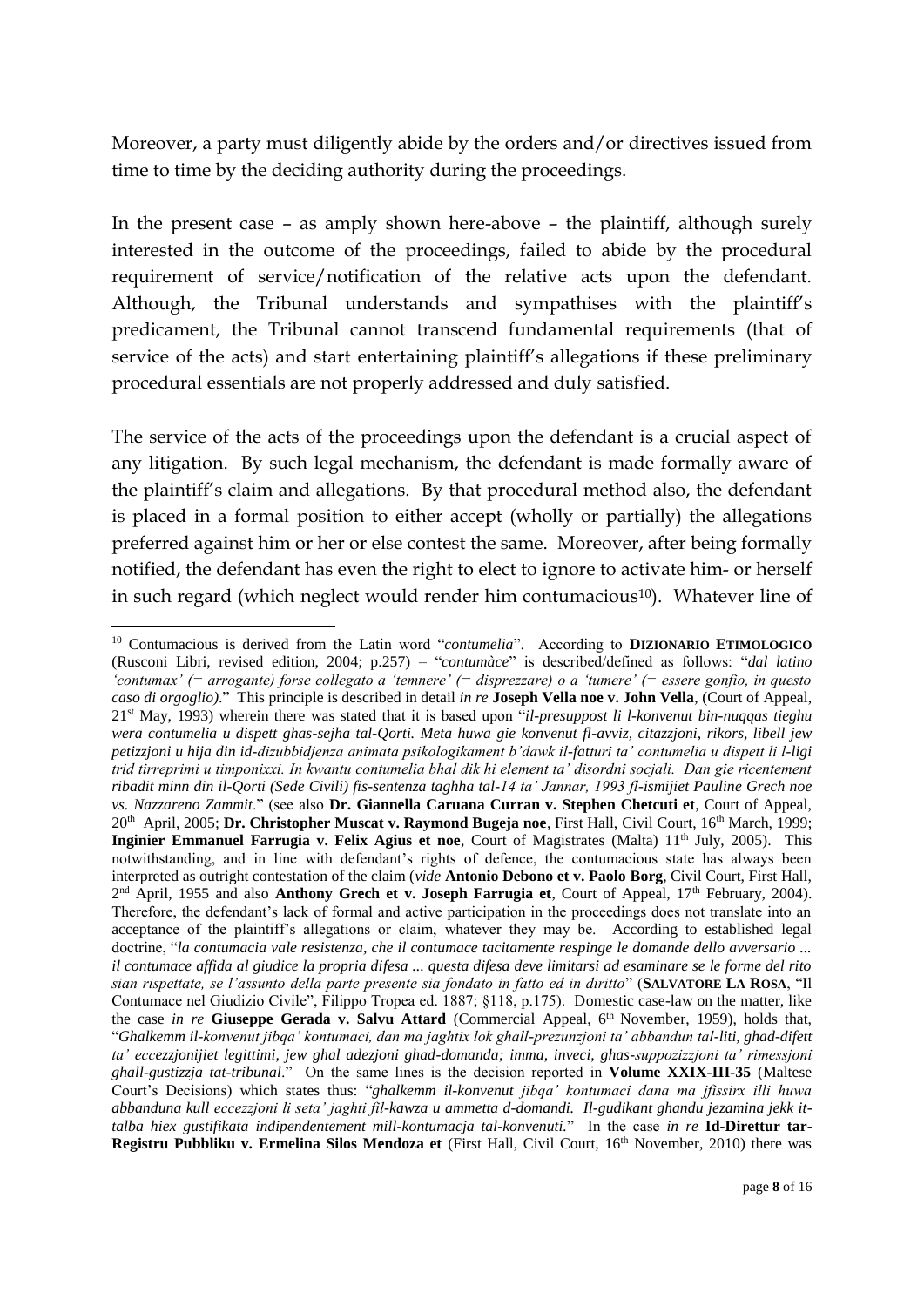Moreover, a party must diligently abide by the orders and/or directives issued from time to time by the deciding authority during the proceedings.

In the present case – as amply shown here-above – the plaintiff, although surely interested in the outcome of the proceedings, failed to abide by the procedural requirement of service/notification of the relative acts upon the defendant. Although, the Tribunal understands and sympathises with the plaintiff's predicament, the Tribunal cannot transcend fundamental requirements (that of service of the acts) and start entertaining plaintiff's allegations if these preliminary procedural essentials are not properly addressed and duly satisfied.

The service of the acts of the proceedings upon the defendant is a crucial aspect of any litigation. By such legal mechanism, the defendant is made formally aware of the plaintiff's claim and allegations. By that procedural method also, the defendant is placed in a formal position to either accept (wholly or partially) the allegations preferred against him or her or else contest the same. Moreover, after being formally notified, the defendant has even the right to elect to ignore to activate him- or herself in such regard (which neglect would render him contumacious[10]). Whatever line of

---

[10] Contumacious is derived from the Latin word "*contumelia*". According to **DIZIONARIO ETIMOLOGICO** (Rusconi Libri, revised edition, 2004; p.257) – "*contumàce*" is described/defined as follows: "*dal latino 'contumax' (= arrogante) forse collegato a 'temnere' (= disprezzare) o a 'tumere' (= essere gonfio, in questo caso di orgoglio).*" This principle is described in detail *in re* **Joseph Vella noe v. John Vella**, (Court of Appeal, 21st May, 1993) wherein there was stated that it is based upon "*il-presuppost li l-konvenut bin-nuqqas tieghu wera contumelia u dispett ghas-sejha tal-Qorti. Meta huwa gie konvenut fl-avviz, citazzjoni, rikors, libell jew petizzjoni u hija din id-dizubbidjenza animata psikologikament b'dawk il-fatturi ta' contumelia u dispett li l-ligi trid tirreprimi u timponixxi. In kwantu contumelia bhal dik hi element ta' disordni socjali. Dan gie ricentement ribadit minn din il-Qorti (Sede Civili) fis-sentenza taghha tal-14 ta' Jannar, 1993 fl-ismijiet Pauline Grech noe vs. Nazzareno Zammit.*" (see also **Dr. Giannella Caruana Curran v. Stephen Chetcuti et**, Court of Appeal, 20th April, 2005; **Dr. Christopher Muscat v. Raymond Bugeja noe**, First Hall, Civil Court, 16th March, 1999; **Inginier Emmanuel Farrugia v. Felix Agius et noe**, Court of Magistrates (Malta) 11th July, 2005). This notwithstanding, and in line with defendant's rights of defence, the contumacious state has always been interpreted as outright contestation of the claim (*vide* **Antonio Debono et v. Paolo Borg**, Civil Court, First Hall, 2nd April, 1955 and also **Anthony Grech et v. Joseph Farrugia et**, Court of Appeal, 17th February, 2004). Therefore, the defendant's lack of formal and active participation in the proceedings does not translate into an acceptance of the plaintiff's allegations or claim, whatever they may be. According to established legal doctrine, "*la contumacia vale resistenza, che il contumace tacitamente respinge le domande dello avversario ... il contumace affida al giudice la propria difesa ... questa difesa deve limitarsi ad esaminare se le forme del rito sian rispettate, se l'assunto della parte presente sia fondato in fatto ed in diritto*" (**SALVATORE LA ROSA**, "Il Contumace nel Giudizio Civile", Filippo Tropea ed. 1887; §118, p.175). Domestic case-law on the matter, like the case *in re* **Giuseppe Gerada v. Salvu Attard** (Commercial Appeal, 6th November, 1959), holds that, "*Ghalkemm il-konvenut jibqa' kontumaci, dan ma jaghtix lok ghall-prezunzjoni ta' abbandun tal-liti, ghad-difett ta' eccezzjonijiet legittimi, jew ghal adezjoni ghad-domanda; imma, invece, ghas-suppozizzjoni ta' rimessjoni ghall-gustizzja tat-tribunal.*" On the same lines is the decision reported in **Volume XXIX-III-35** (Maltese Court's Decisions) which states thus: "*ghalkemm il-konvenut jibqa' kontumaci dana ma jfissirx illi huwa abbanduna kull eccezzjoni li seta' jaghti fil-kawza u ammetta d-domandi. Il-gudikant ghandu jezamina jekk it-talba hiex gustifikata indipendentement mill-kontumacja tal-konvenut.*" In the case *in re* **Id-Direttur tar-Registru Pubbliku v. Ermelina Silos Mendoza et** (First Hall, Civil Court, 16th November, 2010) there was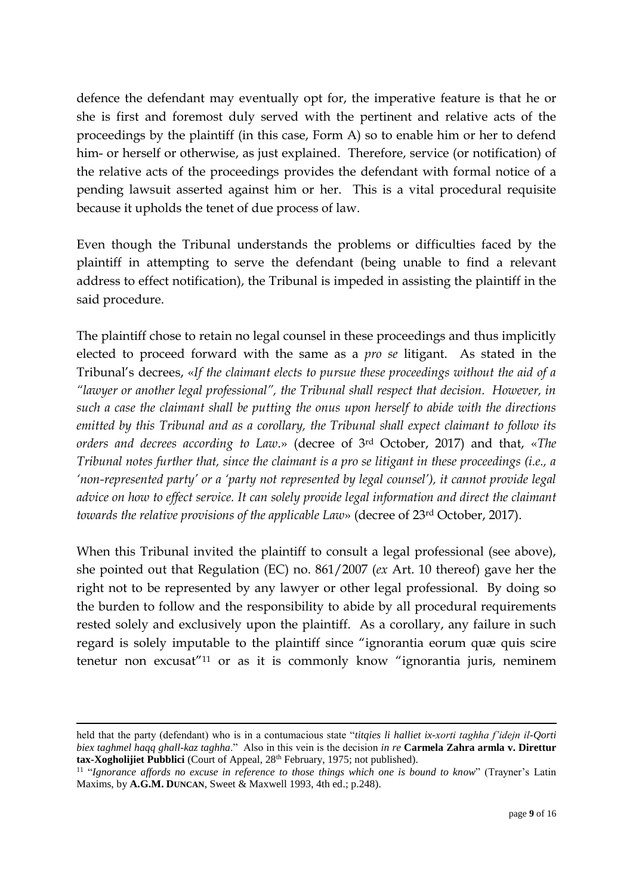defence the defendant may eventually opt for, the imperative feature is that he or she is first and foremost duly served with the pertinent and relative acts of the proceedings by the plaintiff (in this case, Form A) so to enable him or her to defend him- or herself or otherwise, as just explained. Therefore, service (or notification) of the relative acts of the proceedings provides the defendant with formal notice of a pending lawsuit asserted against him or her. This is a vital procedural requisite because it upholds the tenet of due process of law.

Even though the Tribunal understands the problems or difficulties faced by the plaintiff in attempting to serve the defendant (being unable to find a relevant address to effect notification), the Tribunal is impeded in assisting the plaintiff in the said procedure.

The plaintiff chose to retain no legal counsel in these proceedings and thus implicitly elected to proceed forward with the same as a *pro se* litigant. As stated in the Tribunal's decrees, «*If the claimant elects to pursue these proceedings without the aid of a "lawyer or another legal professional", the Tribunal shall respect that decision. However, in such a case the claimant shall be putting the onus upon herself to abide with the directions emitted by this Tribunal and as a corollary, the Tribunal shall expect claimant to follow its orders and decrees according to Law.*» (decree of 3rd October, 2017) and that, «*The Tribunal notes further that, since the claimant is a pro se litigant in these proceedings (i.e., a 'non-represented party' or a 'party not represented by legal counsel'), it cannot provide legal advice on how to effect service. It can solely provide legal information and direct the claimant towards the relative provisions of the applicable Law*» (decree of 23rd October, 2017).

When this Tribunal invited the plaintiff to consult a legal professional (see above), she pointed out that Regulation (EC) no. 861/2007 (*ex* Art. 10 thereof) gave her the right not to be represented by any lawyer or other legal professional. By doing so the burden to follow and the responsibility to abide by all procedural requirements rested solely and exclusively upon the plaintiff. As a corollary, any failure in such regard is solely imputable to the plaintiff since "ignorantia eorum quæ quis scire tenetur non excusat"[11] or as it is commonly know "ignorantia juris, neminem

---

held that the party (defendant) who is in a contumacious state "*titqies li halliet ix-xorti taghha f'idejn il-Qorti biex taghmel haqq ghall-kaz taghha*." Also in this vein is the decision *in re* **Carmela Zahra armla v. Direttur tax-Xogholijiet Pubblici** (Court of Appeal, 28th February, 1975; not published).

[11] "*Ignorance affords no excuse in reference to those things which one is bound to know*" (Trayner's Latin Maxims, by **A.G.M. DUNCAN**, Sweet & Maxwell 1993, 4th ed.; p.248).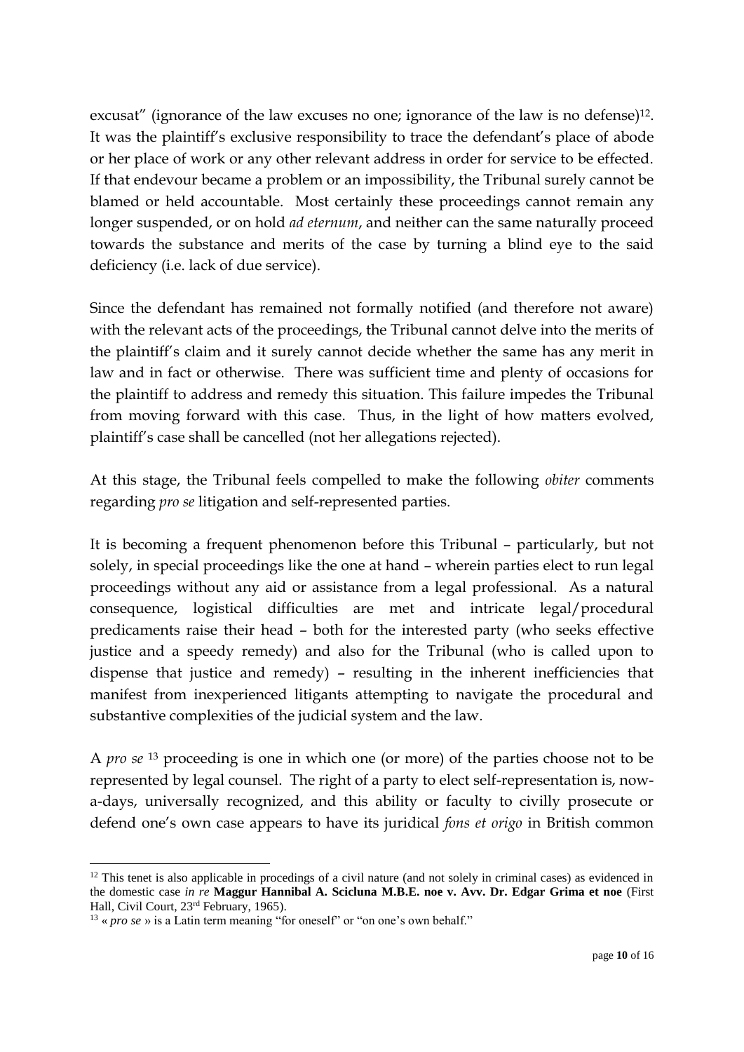excusat" (ignorance of the law excuses no one; ignorance of the law is no defense)[12]. It was the plaintiff's exclusive responsibility to trace the defendant's place of abode or her place of work or any other relevant address in order for service to be effected. If that endevour became a problem or an impossibility, the Tribunal surely cannot be blamed or held accountable. Most certainly these proceedings cannot remain any longer suspended, or on hold *ad eternum*, and neither can the same naturally proceed towards the substance and merits of the case by turning a blind eye to the said deficiency (i.e. lack of due service).

Since the defendant has remained not formally notified (and therefore not aware) with the relevant acts of the proceedings, the Tribunal cannot delve into the merits of the plaintiff's claim and it surely cannot decide whether the same has any merit in law and in fact or otherwise. There was sufficient time and plenty of occasions for the plaintiff to address and remedy this situation. This failure impedes the Tribunal from moving forward with this case. Thus, in the light of how matters evolved, plaintiff's case shall be cancelled (not her allegations rejected).

At this stage, the Tribunal feels compelled to make the following *obiter* comments regarding *pro se* litigation and self-represented parties.

It is becoming a frequent phenomenon before this Tribunal – particularly, but not solely, in special proceedings like the one at hand – wherein parties elect to run legal proceedings without any aid or assistance from a legal professional. As a natural consequence, logistical difficulties are met and intricate legal/procedural predicaments raise their head – both for the interested party (who seeks effective justice and a speedy remedy) and also for the Tribunal (who is called upon to dispense that justice and remedy) – resulting in the inherent inefficiencies that manifest from inexperienced litigants attempting to navigate the procedural and substantive complexities of the judicial system and the law.

A *pro se* [13] proceeding is one in which one (or more) of the parties choose not to be represented by legal counsel. The right of a party to elect self-representation is, now-a-days, universally recognized, and this ability or faculty to civilly prosecute or defend one's own case appears to have its juridical *fons et origo* in British common

---

[12] This tenet is also applicable in procedings of a civil nature (and not solely in criminal cases) as evidenced in the domestic case *in re* **Maggur Hannibal A. Scicluna M.B.E. noe v. Avv. Dr. Edgar Grima et noe** (First Hall, Civil Court, 23rd February, 1965).

[13] « *pro se* » is a Latin term meaning "for oneself" or "on one's own behalf."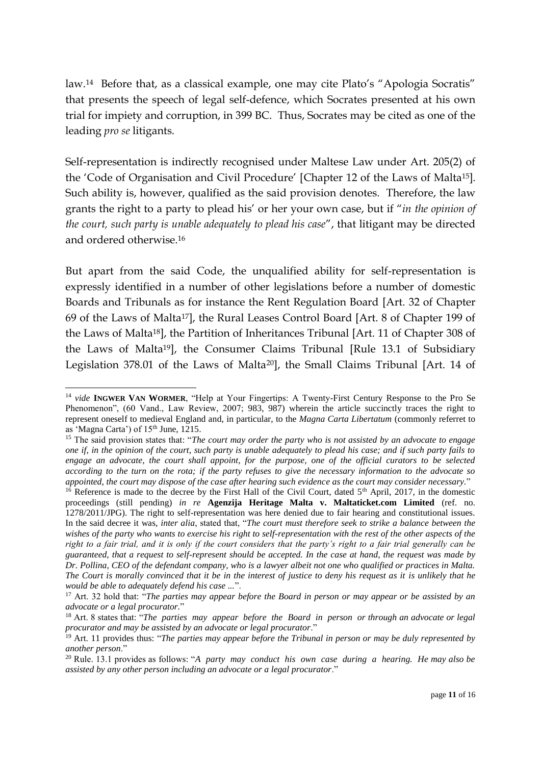law.[14] Before that, as a classical example, one may cite Plato's "Apologia Socratis" that presents the speech of legal self-defence, which Socrates presented at his own trial for impiety and corruption, in 399 BC. Thus, Socrates may be cited as one of the leading *pro se* litigants.

Self-representation is indirectly recognised under Maltese Law under Art. 205(2) of the 'Code of Organisation and Civil Procedure' [Chapter 12 of the Laws of Malta[15]]. Such ability is, however, qualified as the said provision denotes. Therefore, the law grants the right to a party to plead his' or her your own case, but if "*in the opinion of the court, such party is unable adequately to plead his case*", that litigant may be directed and ordered otherwise.[16]

But apart from the said Code, the unqualified ability for self-representation is expressly identified in a number of other legislations before a number of domestic Boards and Tribunals as for instance the Rent Regulation Board [Art. 32 of Chapter 69 of the Laws of Malta[17]], the Rural Leases Control Board [Art. 8 of Chapter 199 of the Laws of Malta[18]], the Partition of Inheritances Tribunal [Art. 11 of Chapter 308 of the Laws of Malta[19]], the Consumer Claims Tribunal [Rule 13.1 of Subsidiary Legislation 378.01 of the Laws of Malta[20]], the Small Claims Tribunal [Art. 14 of

---

[14] *vide* **Ingwer Van Wormer**, "Help at Your Fingertips: A Twenty-First Century Response to the Pro Se Phenomenon", (60 Vand., Law Review, 2007; 983, 987) wherein the article succinctly traces the right to represent oneself to medieval England and, in particular, to the *Magna Carta Libertatum* (commonly referret to as 'Magna Carta') of 15th June, 1215.

[15] The said provision states that: "*The court may order the party who is not assisted by an advocate to engage one if, in the opinion of the court, such party is unable adequately to plead his case; and if such party fails to engage an advocate, the court shall appoint, for the purpose, one of the official curators to be selected according to the turn on the rota; if the party refuses to give the necessary information to the advocate so appointed, the court may dispose of the case after hearing such evidence as the court may consider necessary.*"

[16] Reference is made to the decree by the First Hall of the Civil Court, dated 5th April, 2017, in the domestic proceedings (still pending) *in re* **Agenzija Heritage Malta v. Maltaticket.com Limited** (ref. no. 1278/2011/JPG). The right to self-representation was here denied due to fair hearing and constitutional issues. In the said decree it was, *inter alia*, stated that, "*The court must therefore seek to strike a balance between the wishes of the party who wants to exercise his right to self-representation with the rest of the other aspects of the right to a fair trial, and it is only if the court considers that the party's right to a fair trial generally can be guaranteed, that a request to self-represent should be accepted. In the case at hand, the request was made by Dr. Pollina, CEO of the defendant company, who is a lawyer albeit not one who qualified or practices in Malta. The Court is morally convinced that it be in the interest of justice to deny his request as it is unlikely that he would be able to adequately defend his case ...*".

[17] Art. 32 hold that: "*The parties may appear before the Board in person or may appear or be assisted by an advocate or a legal procurator.*"

[18] Art. 8 states that: "*The parties may appear before the Board in person or through an advocate or legal procurator and may be assisted by an advocate or legal procurator*."

[19] Art. 11 provides thus: "*The parties may appear before the Tribunal in person or may be duly represented by another person*."

[20] Rule. 13.1 provides as follows: "*A party may conduct his own case during a hearing. He may also be assisted by any other person including an advocate or a legal procurator*."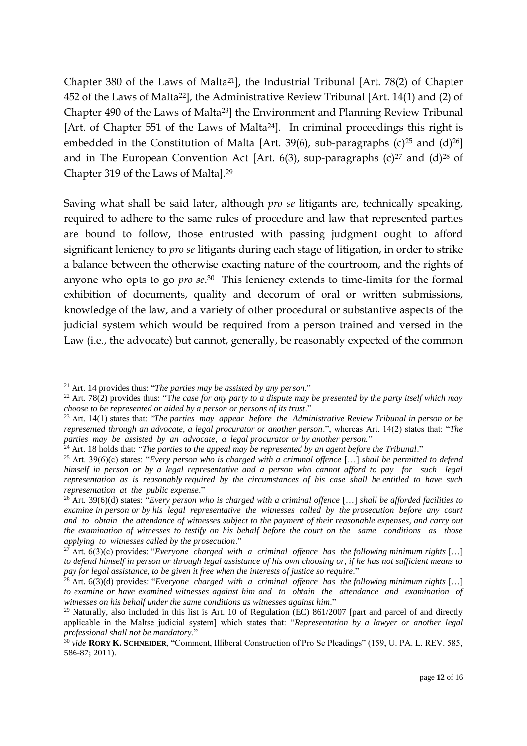Chapter 380 of the Laws of Malta[21]], the Industrial Tribunal [Art. 78(2) of Chapter 452 of the Laws of Malta[22]], the Administrative Review Tribunal [Art. 14(1) and (2) of Chapter 490 of the Laws of Malta[23]] the Environment and Planning Review Tribunal [Art. of Chapter 551 of the Laws of Malta[24]]. In criminal proceedings this right is embedded in the Constitution of Malta [Art. 39(6), sub-paragraphs (c)[25] and (d)[26]] and in The European Convention Act [Art. 6(3), sup-paragraphs (c)[27] and (d)[28] of Chapter 319 of the Laws of Malta].[29]

Saving what shall be said later, although *pro se* litigants are, technically speaking, required to adhere to the same rules of procedure and law that represented parties are bound to follow, those entrusted with passing judgment ought to afford significant leniency to *pro se* litigants during each stage of litigation, in order to strike a balance between the otherwise exacting nature of the courtroom, and the rights of anyone who opts to go *pro se*.[30] This leniency extends to time-limits for the formal exhibition of documents, quality and decorum of oral or written submissions, knowledge of the law, and a variety of other procedural or substantive aspects of the judicial system which would be required from a person trained and versed in the Law (i.e., the advocate) but cannot, generally, be reasonably expected of the common

---

[21] Art. 14 provides thus: "*The parties may be assisted by any person*."

[22] Art. 78(2) provides thus: "T*he case for any party to a dispute may be presented by the party itself which may choose to be represented or aided by a person or persons of its trust*."

[23] Art. 14(1) states that: "*The parties may appear before the Administrative Review Tribunal in person or be represented through an advocate, a legal procurator or another person*.", whereas Art. 14(2) states that: "*The parties may be assisted by an advocate, a legal procurator or by another person.*"

[24] Art. 18 holds that: "*The parties to the appeal may be represented by an agent before the Tribunal*."

[25] Art. 39(6)(c) states: "*Every person who is charged with a criminal offence* […] *shall be permitted to defend himself in person or by a legal representative and a person who cannot afford to pay for such legal representation as is reasonably required by the circumstances of his case shall be entitled to have such representation at the public expense*."

[26] Art. 39(6)(d) states: "*Every person who is charged with a criminal offence* […] *shall be afforded facilities to examine in person or by his legal representative the witnesses called by the prosecution before any court and to obtain the attendance of witnesses subject to the payment of their reasonable expenses, and carry out the examination of witnesses to testify on his behalf before the court on the same conditions as those applying to witnesses called by the prosecution*."

[27] Art. 6(3)(c) provides: "*Everyone charged with a criminal offence has the following minimum rights* […] *to defend himself in person or through legal assistance of his own choosing or, if he has not sufficient means to pay for legal assistance, to be given it free when the interests of justice so require*."

[28] Art. 6(3)(d) provides: "*Everyone charged with a criminal offence has the following minimum rights* […] *to examine or have examined witnesses against him and to obtain the attendance and examination of witnesses on his behalf under the same conditions as witnesses against him*."

[29] Naturally, also included in this list is Art. 10 of Regulation (EC) 861/2007 [part and parcel of and directly applicable in the Maltse judicial system] which states that: "*Representation by a lawyer or another legal professional shall not be mandatory*."

[30] *vide* **RORY K. SCHNEIDER**, "Comment, Illiberal Construction of Pro Se Pleadings" (159, U. PA. L. REV. 585, 586-87; 2011).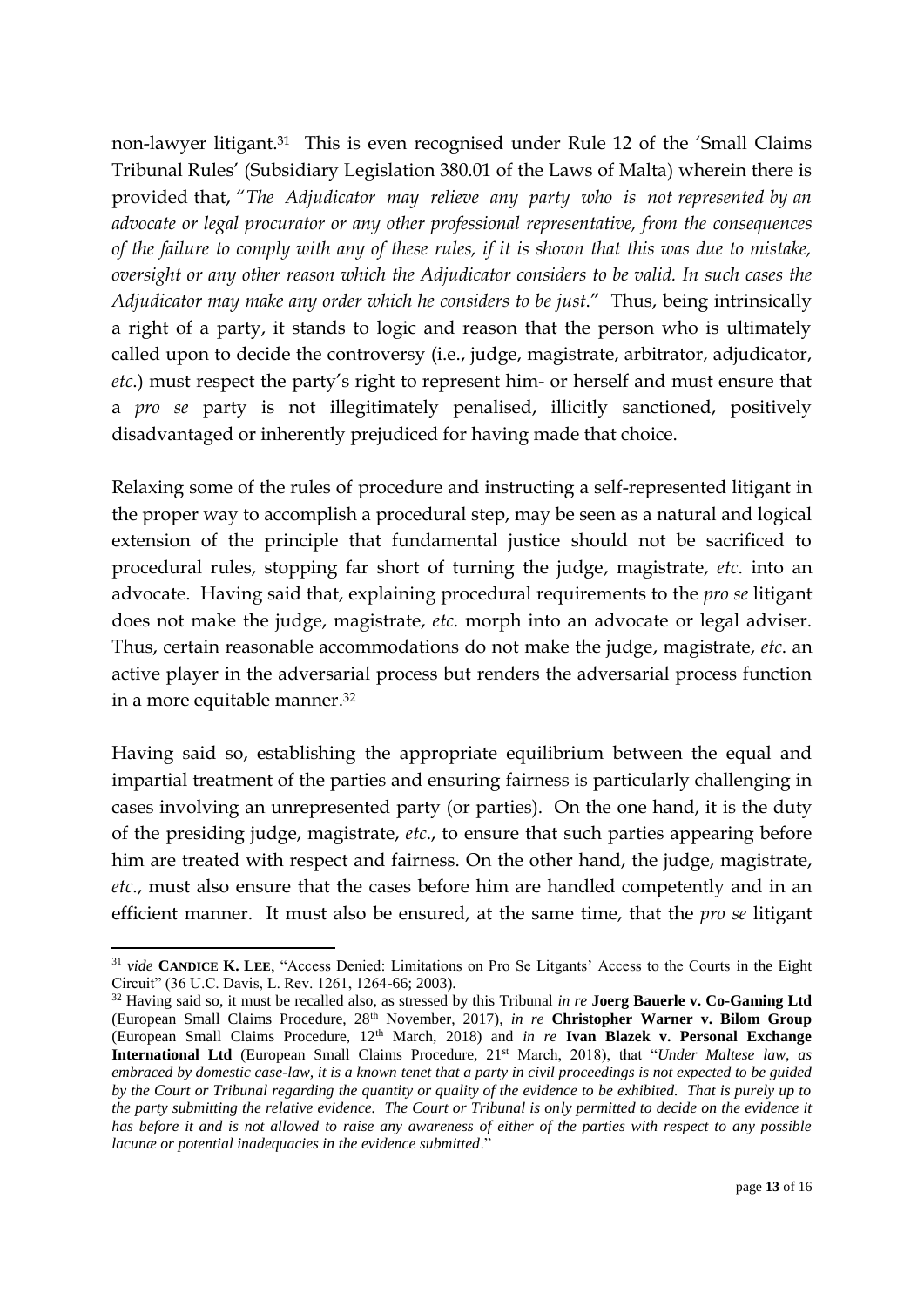non-lawyer litigant.[31] This is even recognised under Rule 12 of the 'Small Claims Tribunal Rules' (Subsidiary Legislation 380.01 of the Laws of Malta) wherein there is provided that, "*The Adjudicator may relieve any party who is not represented by an advocate or legal procurator or any other professional representative, from the consequences of the failure to comply with any of these rules, if it is shown that this was due to mistake, oversight or any other reason which the Adjudicator considers to be valid. In such cases the Adjudicator may make any order which he considers to be just*." Thus, being intrinsically a right of a party, it stands to logic and reason that the person who is ultimately called upon to decide the controversy (i.e., judge, magistrate, arbitrator, adjudicator, *etc*.) must respect the party's right to represent him- or herself and must ensure that a *pro se* party is not illegitimately penalised, illicitly sanctioned, positively disadvantaged or inherently prejudiced for having made that choice.

Relaxing some of the rules of procedure and instructing a self-represented litigant in the proper way to accomplish a procedural step, may be seen as a natural and logical extension of the principle that fundamental justice should not be sacrificed to procedural rules, stopping far short of turning the judge, magistrate, *etc*. into an advocate. Having said that, explaining procedural requirements to the *pro se* litigant does not make the judge, magistrate, *etc*. morph into an advocate or legal adviser. Thus, certain reasonable accommodations do not make the judge, magistrate, *etc*. an active player in the adversarial process but renders the adversarial process function in a more equitable manner.[32]

Having said so, establishing the appropriate equilibrium between the equal and impartial treatment of the parties and ensuring fairness is particularly challenging in cases involving an unrepresented party (or parties). On the one hand, it is the duty of the presiding judge, magistrate, *etc*., to ensure that such parties appearing before him are treated with respect and fairness. On the other hand, the judge, magistrate, *etc*., must also ensure that the cases before him are handled competently and in an efficient manner. It must also be ensured, at the same time, that the *pro se* litigant

---

[31] *vide* **CANDICE K. LEE**, "Access Denied: Limitations on Pro Se Litgants' Access to the Courts in the Eight Circuit" (36 U.C. Davis, L. Rev. 1261, 1264-66; 2003).

[32] Having said so, it must be recalled also, as stressed by this Tribunal *in re* **Joerg Bauerle v. Co-Gaming Ltd** (European Small Claims Procedure, 28th November, 2017), *in re* **Christopher Warner v. Bilom Group** (European Small Claims Procedure, 12th March, 2018) and *in re* **Ivan Blazek v. Personal Exchange International Ltd** (European Small Claims Procedure, 21st March, 2018), that "*Under Maltese law, as embraced by domestic case-law, it is a known tenet that a party in civil proceedings is not expected to be guided by the Court or Tribunal regarding the quantity or quality of the evidence to be exhibited. That is purely up to the party submitting the relative evidence. The Court or Tribunal is only permitted to decide on the evidence it has before it and is not allowed to raise any awareness of either of the parties with respect to any possible lacunæ or potential inadequacies in the evidence submitted*."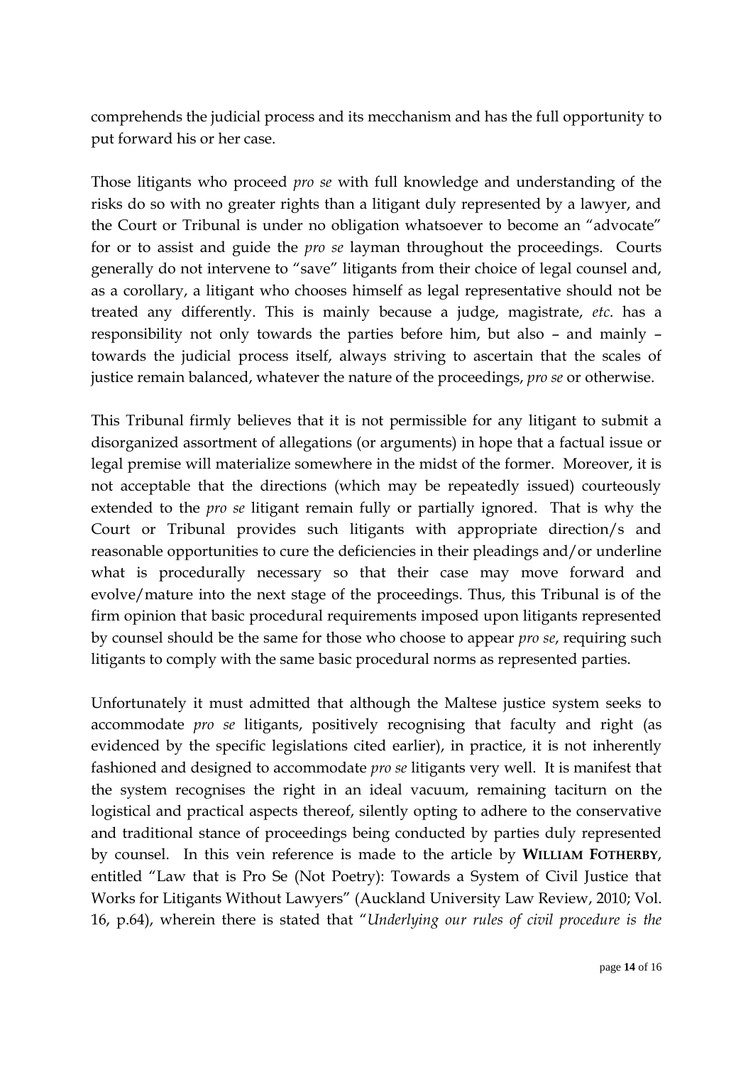comprehends the judicial process and its mecchanism and has the full opportunity to put forward his or her case.

Those litigants who proceed *pro se* with full knowledge and understanding of the risks do so with no greater rights than a litigant duly represented by a lawyer, and the Court or Tribunal is under no obligation whatsoever to become an "advocate" for or to assist and guide the *pro se* layman throughout the proceedings. Courts generally do not intervene to "save" litigants from their choice of legal counsel and, as a corollary, a litigant who chooses himself as legal representative should not be treated any differently. This is mainly because a judge, magistrate, *etc*. has a responsibility not only towards the parties before him, but also – and mainly – towards the judicial process itself, always striving to ascertain that the scales of justice remain balanced, whatever the nature of the proceedings, *pro se* or otherwise.

This Tribunal firmly believes that it is not permissible for any litigant to submit a disorganized assortment of allegations (or arguments) in hope that a factual issue or legal premise will materialize somewhere in the midst of the former. Moreover, it is not acceptable that the directions (which may be repeatedly issued) courteously extended to the *pro se* litigant remain fully or partially ignored. That is why the Court or Tribunal provides such litigants with appropriate direction/s and reasonable opportunities to cure the deficiencies in their pleadings and/or underline what is procedurally necessary so that their case may move forward and evolve/mature into the next stage of the proceedings. Thus, this Tribunal is of the firm opinion that basic procedural requirements imposed upon litigants represented by counsel should be the same for those who choose to appear *pro se*, requiring such litigants to comply with the same basic procedural norms as represented parties.

Unfortunately it must admitted that although the Maltese justice system seeks to accommodate *pro se* litigants, positively recognising that faculty and right (as evidenced by the specific legislations cited earlier), in practice, it is not inherently fashioned and designed to accommodate *pro se* litigants very well. It is manifest that the system recognises the right in an ideal vacuum, remaining taciturn on the logistical and practical aspects thereof, silently opting to adhere to the conservative and traditional stance of proceedings being conducted by parties duly represented by counsel. In this vein reference is made to the article by **WILLIAM FOTHERBY**, entitled "Law that is Pro Se (Not Poetry): Towards a System of Civil Justice that Works for Litigants Without Lawyers" (Auckland University Law Review, 2010; Vol. 16, p.64), wherein there is stated that "*Underlying our rules of civil procedure is the*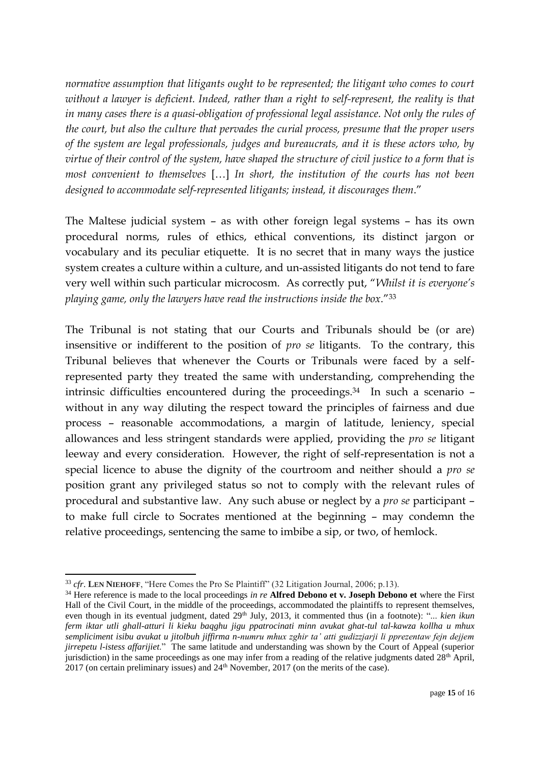*normative assumption that litigants ought to be represented; the litigant who comes to court without a lawyer is deficient. Indeed, rather than a right to self-represent, the reality is that in many cases there is a quasi-obligation of professional legal assistance. Not only the rules of the court, but also the culture that pervades the curial process, presume that the proper users of the system are legal professionals, judges and bureaucrats, and it is these actors who, by virtue of their control of the system, have shaped the structure of civil justice to a form that is most convenient to themselves* […] *In short, the institution of the courts has not been designed to accommodate self-represented litigants; instead, it discourages them*."

The Maltese judicial system – as with other foreign legal systems – has its own procedural norms, rules of ethics, ethical conventions, its distinct jargon or vocabulary and its peculiar etiquette. It is no secret that in many ways the justice system creates a culture within a culture, and un-assisted litigants do not tend to fare very well within such particular microcosm. As correctly put, "*Whilst it is everyone's playing game, only the lawyers have read the instructions inside the box*."[33]

The Tribunal is not stating that our Courts and Tribunals should be (or are) insensitive or indifferent to the position of *pro se* litigants. To the contrary, this Tribunal believes that whenever the Courts or Tribunals were faced by a self-represented party they treated the same with understanding, comprehending the intrinsic difficulties encountered during the proceedings.[34] In such a scenario – without in any way diluting the respect toward the principles of fairness and due process – reasonable accommodations, a margin of latitude, leniency, special allowances and less stringent standards were applied, providing the *pro se* litigant leeway and every consideration. However, the right of self-representation is not a special licence to abuse the dignity of the courtroom and neither should a *pro se* position grant any privileged status so not to comply with the relevant rules of procedural and substantive law. Any such abuse or neglect by a *pro se* participant – to make full circle to Socrates mentioned at the beginning – may condemn the relative proceedings, sentencing the same to imbibe a sip, or two, of hemlock.

---

[33] *cfr*. **LEN NIEHOFF**, "Here Comes the Pro Se Plaintiff" (32 Litigation Journal, 2006; p.13).

[34] Here reference is made to the local proceedings *in re* **Alfred Debono et v. Joseph Debono et** where the First Hall of the Civil Court, in the middle of the proceedings, accommodated the plaintiffs to represent themselves, even though in its eventual judgment, dated 29th July, 2013, it commented thus (in a footnote): "... *kien ikun ferm iktar utli ghall-atturi li kieku baqghu jigu ppatrocinati minn avukat ghat-tul tal-kawza kollha u mhux sempliciment isibu avukat u jitolbuh jiffirma n-numru mhux zghir ta' atti gudizzjarji li pprezentaw fejn dejjem jirrepetu l-istess affarijiet*." The same latitude and understanding was shown by the Court of Appeal (superior jurisdiction) in the same proceedings as one may infer from a reading of the relative judgments dated 28th April, 2017 (on certain preliminary issues) and 24th November, 2017 (on the merits of the case).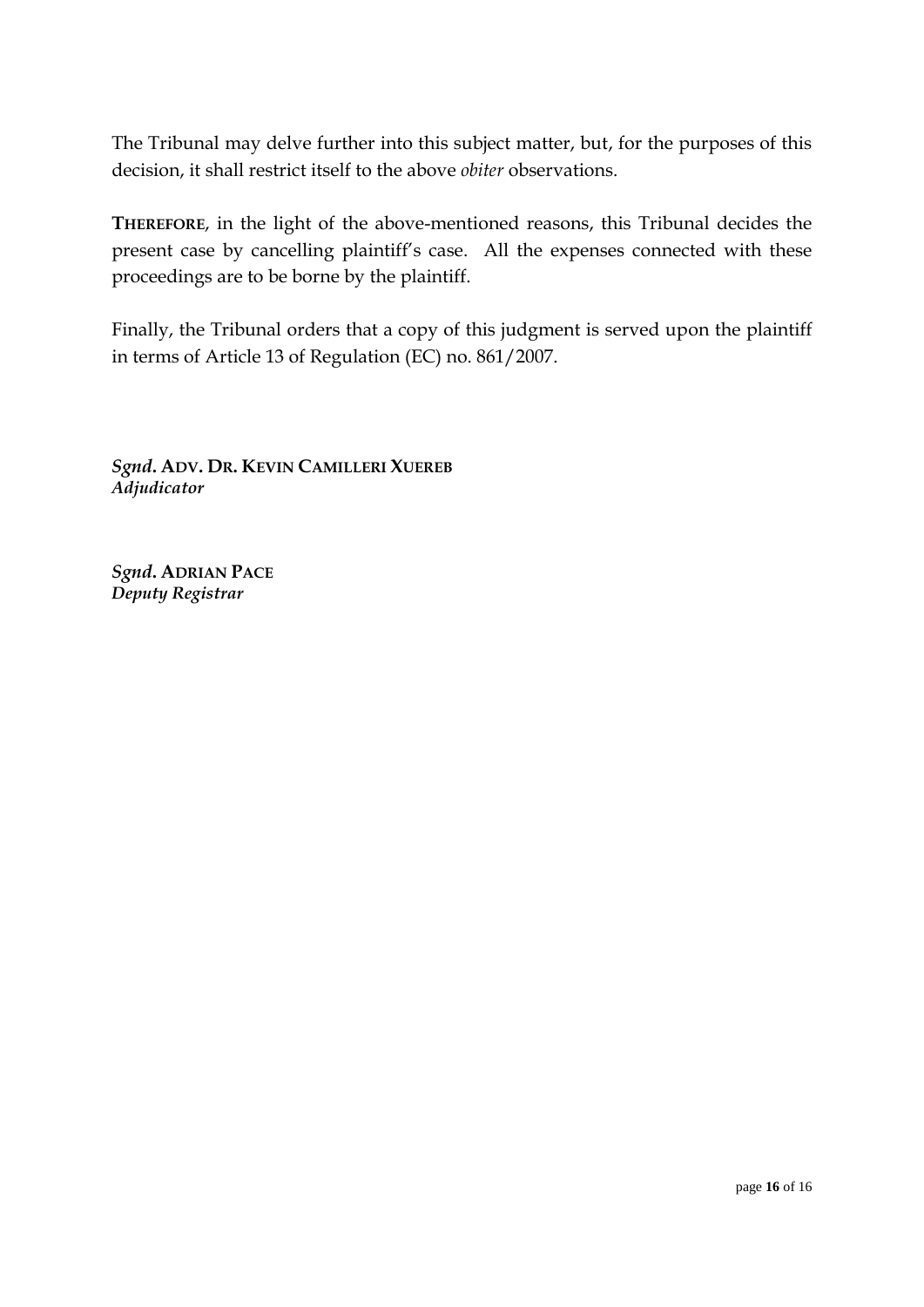The Tribunal may delve further into this subject matter, but, for the purposes of this decision, it shall restrict itself to the above *obiter* observations.

**THEREFORE**, in the light of the above-mentioned reasons, this Tribunal decides the present case by cancelling plaintiff's case. All the expenses connected with these proceedings are to be borne by the plaintiff.

Finally, the Tribunal orders that a copy of this judgment is served upon the plaintiff in terms of Article 13 of Regulation (EC) no. 861/2007.

***Sgnd.* ADV. DR. KEVIN CAMILLERI XUEREB**
***Adjudicator***

***Sgnd.* ADRIAN PACE**
***Deputy Registrar***